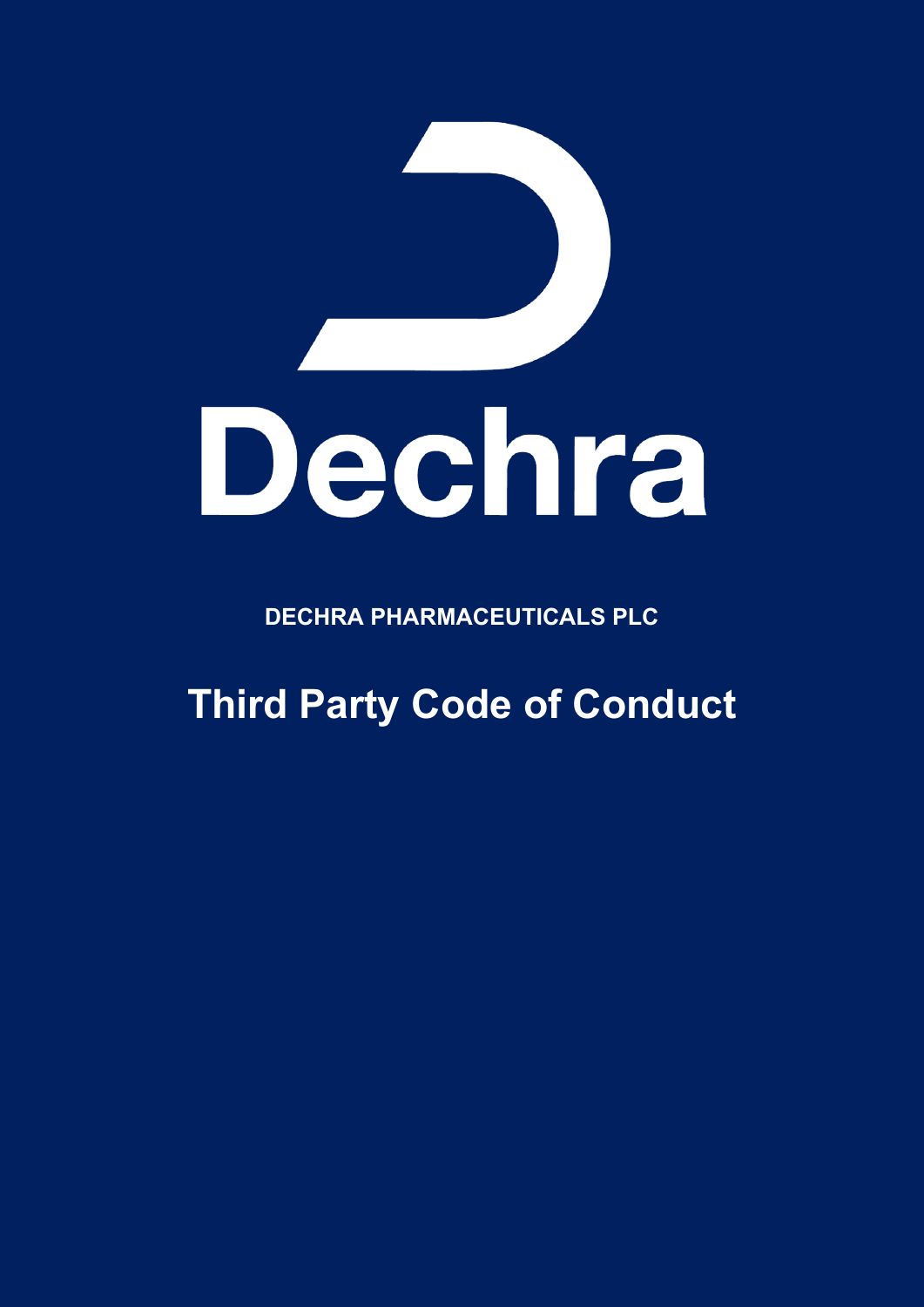Dechra

**DECHRA PHARMACEUTICALS PLC**

# Third Party Code of Conduct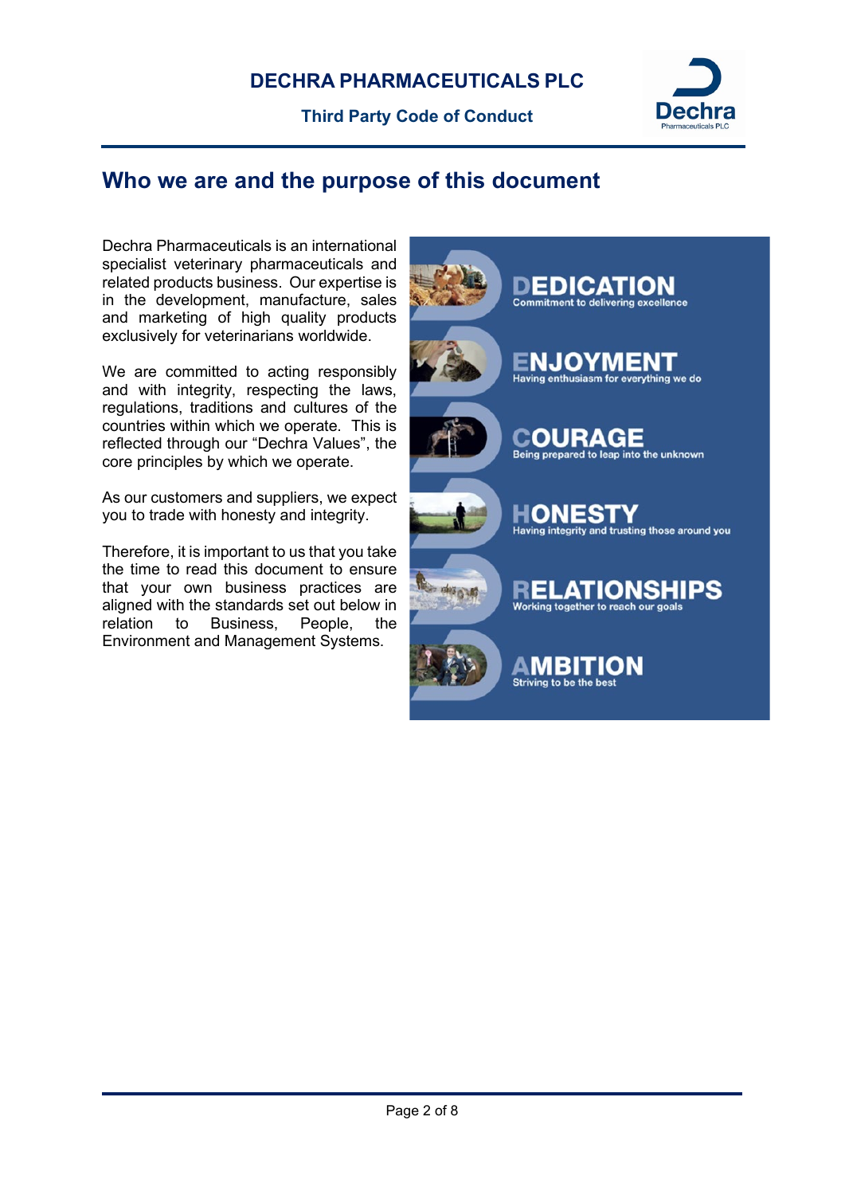## Who we are and the purpose of this document

Dechra Pharmaceuticals is an international specialist veterinary pharmaceuticals and related products business. Our expertise is in the development, manufacture, sales and marketing of high quality products exclusively for veterinarians worldwide.

We are committed to acting responsibly and with integrity, respecting the laws, regulations, traditions and cultures of the countries within which we operate. This is reflected through our "Dechra Values", the core principles by which we operate.

As our customers and suppliers, we expect you to trade with honesty and integrity.

Therefore, it is important to us that you take the time to read this document to ensure that your own business practices are aligned with the standards set out below in relation to Business, People, the Environment and Management Systems.

**DEDICATION**
Commitment to delivering excellence

**ENJOYMENT**
Having enthusiasm for everything we do

**COURAGE**
Being prepared to leap into the unknown

**HONESTY**
Having integrity and trusting those around you

**RELATIONSHIPS**
Working together to reach our goals

**AMBITION**
Striving to be the best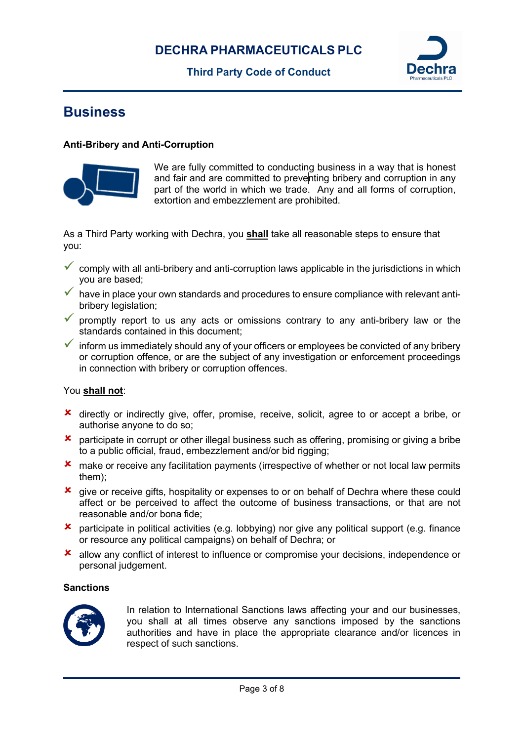# Business

### Anti-Bribery and Anti-Corruption

We are fully committed to conducting business in a way that is honest and fair and are committed to preventing bribery and corruption in any part of the world in which we trade. Any and all forms of corruption, extortion and embezzlement are prohibited.

As a Third Party working with Dechra, you **shall** take all reasonable steps to ensure that you:

- ✓ comply with all anti-bribery and anti-corruption laws applicable in the jurisdictions in which you are based;
- ✓ have in place your own standards and procedures to ensure compliance with relevant anti-bribery legislation;
- ✓ promptly report to us any acts or omissions contrary to any anti-bribery law or the standards contained in this document;
- ✓ inform us immediately should any of your officers or employees be convicted of any bribery or corruption offence, or are the subject of any investigation or enforcement proceedings in connection with bribery or corruption offences.

You **shall not**:

- ✘ directly or indirectly give, offer, promise, receive, solicit, agree to or accept a bribe, or authorise anyone to do so;
- ✘ participate in corrupt or other illegal business such as offering, promising or giving a bribe to a public official, fraud, embezzlement and/or bid rigging;
- ✘ make or receive any facilitation payments (irrespective of whether or not local law permits them);
- ✘ give or receive gifts, hospitality or expenses to or on behalf of Dechra where these could affect or be perceived to affect the outcome of business transactions, or that are not reasonable and/or bona fide;
- ✘ participate in political activities (e.g. lobbying) nor give any political support (e.g. finance or resource any political campaigns) on behalf of Dechra; or
- ✘ allow any conflict of interest to influence or compromise your decisions, independence or personal judgement.

### Sanctions

In relation to International Sanctions laws affecting your and our businesses, you shall at all times observe any sanctions imposed by the sanctions authorities and have in place the appropriate clearance and/or licences in respect of such sanctions.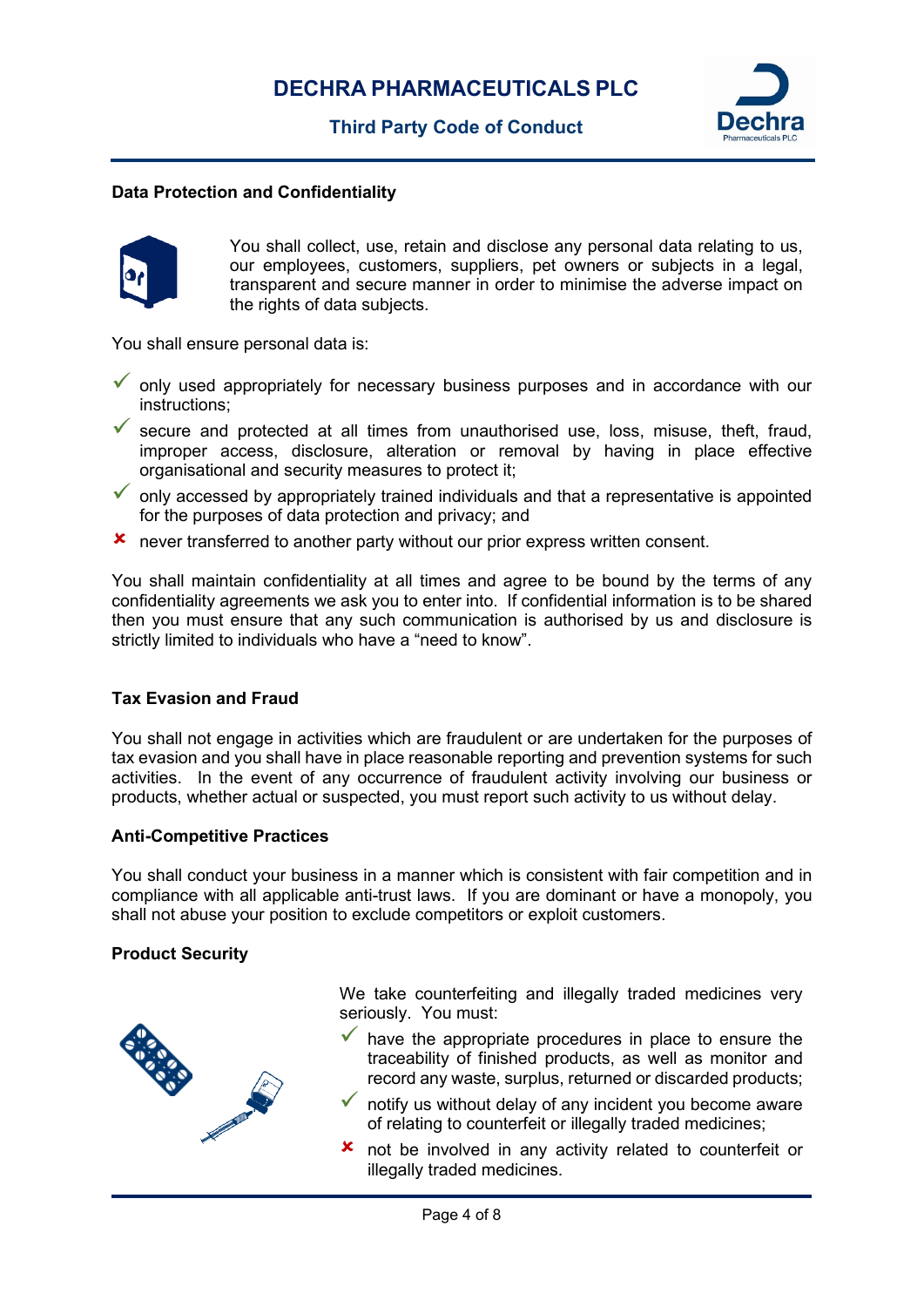## Data Protection and Confidentiality

You shall collect, use, retain and disclose any personal data relating to us, our employees, customers, suppliers, pet owners or subjects in a legal, transparent and secure manner in order to minimise the adverse impact on the rights of data subjects.

You shall ensure personal data is:

- ✓ only used appropriately for necessary business purposes and in accordance with our instructions;
- ✓ secure and protected at all times from unauthorised use, loss, misuse, theft, fraud, improper access, disclosure, alteration or removal by having in place effective organisational and security measures to protect it;
- ✓ only accessed by appropriately trained individuals and that a representative is appointed for the purposes of data protection and privacy; and
- ✘ never transferred to another party without our prior express written consent.

You shall maintain confidentiality at all times and agree to be bound by the terms of any confidentiality agreements we ask you to enter into. If confidential information is to be shared then you must ensure that any such communication is authorised by us and disclosure is strictly limited to individuals who have a "need to know".

## Tax Evasion and Fraud

You shall not engage in activities which are fraudulent or are undertaken for the purposes of tax evasion and you shall have in place reasonable reporting and prevention systems for such activities. In the event of any occurrence of fraudulent activity involving our business or products, whether actual or suspected, you must report such activity to us without delay.

## Anti-Competitive Practices

You shall conduct your business in a manner which is consistent with fair competition and in compliance with all applicable anti-trust laws. If you are dominant or have a monopoly, you shall not abuse your position to exclude competitors or exploit customers.

## Product Security

We take counterfeiting and illegally traded medicines very seriously. You must:

- ✓ have the appropriate procedures in place to ensure the traceability of finished products, as well as monitor and record any waste, surplus, returned or discarded products;
- ✓ notify us without delay of any incident you become aware of relating to counterfeit or illegally traded medicines;
- ✘ not be involved in any activity related to counterfeit or illegally traded medicines.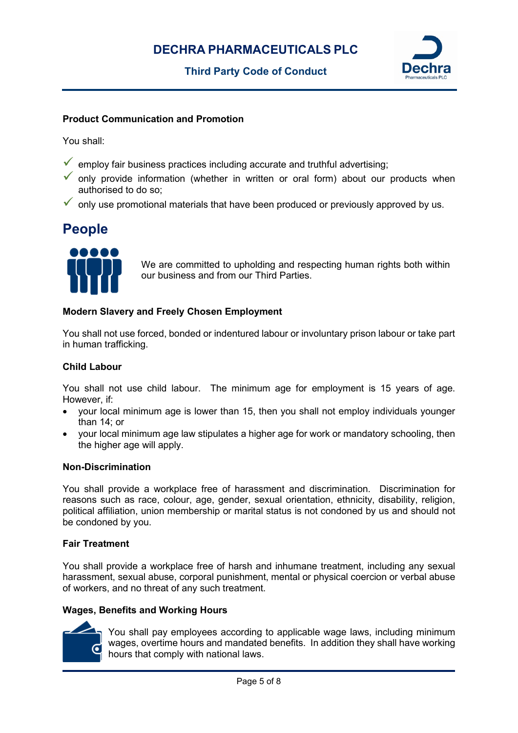**Product Communication and Promotion**

You shall:

- ✓ employ fair business practices including accurate and truthful advertising;
- ✓ only provide information (whether in written or oral form) about our products when authorised to do so;
- ✓ only use promotional materials that have been produced or previously approved by us.

## People

We are committed to upholding and respecting human rights both within our business and from our Third Parties.

**Modern Slavery and Freely Chosen Employment**

You shall not use forced, bonded or indentured labour or involuntary prison labour or take part in human trafficking.

**Child Labour**

You shall not use child labour. The minimum age for employment is 15 years of age. However, if:

- your local minimum age is lower than 15, then you shall not employ individuals younger than 14; or
- your local minimum age law stipulates a higher age for work or mandatory schooling, then the higher age will apply.

**Non-Discrimination**

You shall provide a workplace free of harassment and discrimination. Discrimination for reasons such as race, colour, age, gender, sexual orientation, ethnicity, disability, religion, political affiliation, union membership or marital status is not condoned by us and should not be condoned by you.

**Fair Treatment**

You shall provide a workplace free of harsh and inhumane treatment, including any sexual harassment, sexual abuse, corporal punishment, mental or physical coercion or verbal abuse of workers, and no threat of any such treatment.

**Wages, Benefits and Working Hours**

You shall pay employees according to applicable wage laws, including minimum wages, overtime hours and mandated benefits. In addition they shall have working hours that comply with national laws.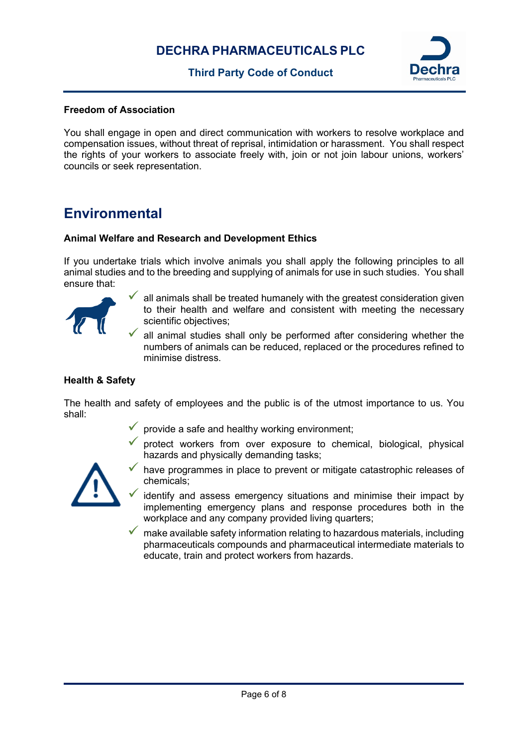**Freedom of Association**

You shall engage in open and direct communication with workers to resolve workplace and compensation issues, without threat of reprisal, intimidation or harassment. You shall respect the rights of your workers to associate freely with, join or not join labour unions, workers' councils or seek representation.

## Environmental

**Animal Welfare and Research and Development Ethics**

If you undertake trials which involve animals you shall apply the following principles to all animal studies and to the breeding and supplying of animals for use in such studies. You shall ensure that:

- all animals shall be treated humanely with the greatest consideration given to their health and welfare and consistent with meeting the necessary scientific objectives;
- all animal studies shall only be performed after considering whether the numbers of animals can be reduced, replaced or the procedures refined to minimise distress.

**Health & Safety**

The health and safety of employees and the public is of the utmost importance to us. You shall:

- provide a safe and healthy working environment;
- protect workers from over exposure to chemical, biological, physical hazards and physically demanding tasks;
- have programmes in place to prevent or mitigate catastrophic releases of chemicals;
- identify and assess emergency situations and minimise their impact by implementing emergency plans and response procedures both in the workplace and any company provided living quarters;
- make available safety information relating to hazardous materials, including pharmaceuticals compounds and pharmaceutical intermediate materials to educate, train and protect workers from hazards.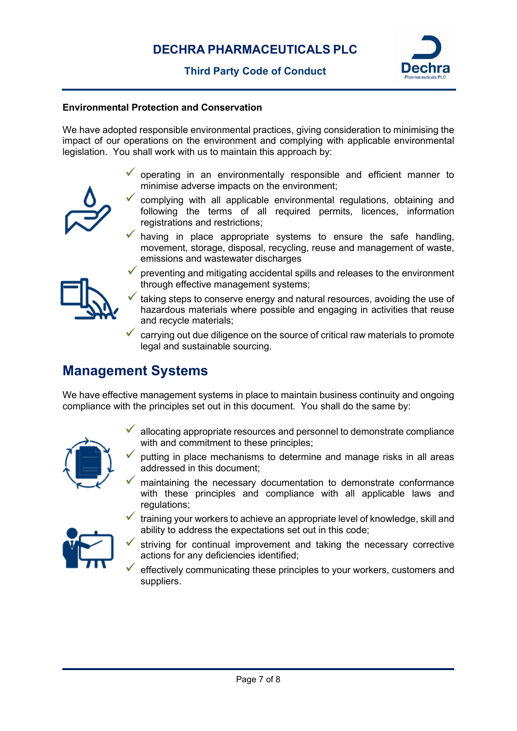**Environmental Protection and Conservation**

We have adopted responsible environmental practices, giving consideration to minimising the impact of our operations on the environment and complying with applicable environmental legislation. You shall work with us to maintain this approach by:

- operating in an environmentally responsible and efficient manner to minimise adverse impacts on the environment;
- complying with all applicable environmental regulations, obtaining and following the terms of all required permits, licences, information registrations and restrictions;
- having in place appropriate systems to ensure the safe handling, movement, storage, disposal, recycling, reuse and management of waste, emissions and wastewater discharges
- preventing and mitigating accidental spills and releases to the environment through effective management systems;
- taking steps to conserve energy and natural resources, avoiding the use of hazardous materials where possible and engaging in activities that reuse and recycle materials;
- carrying out due diligence on the source of critical raw materials to promote legal and sustainable sourcing.

## Management Systems

We have effective management systems in place to maintain business continuity and ongoing compliance with the principles set out in this document. You shall do the same by:

- allocating appropriate resources and personnel to demonstrate compliance with and commitment to these principles;
- putting in place mechanisms to determine and manage risks in all areas addressed in this document;
- maintaining the necessary documentation to demonstrate conformance with these principles and compliance with all applicable laws and regulations;
- training your workers to achieve an appropriate level of knowledge, skill and ability to address the expectations set out in this code;
- striving for continual improvement and taking the necessary corrective actions for any deficiencies identified;
- effectively communicating these principles to your workers, customers and suppliers.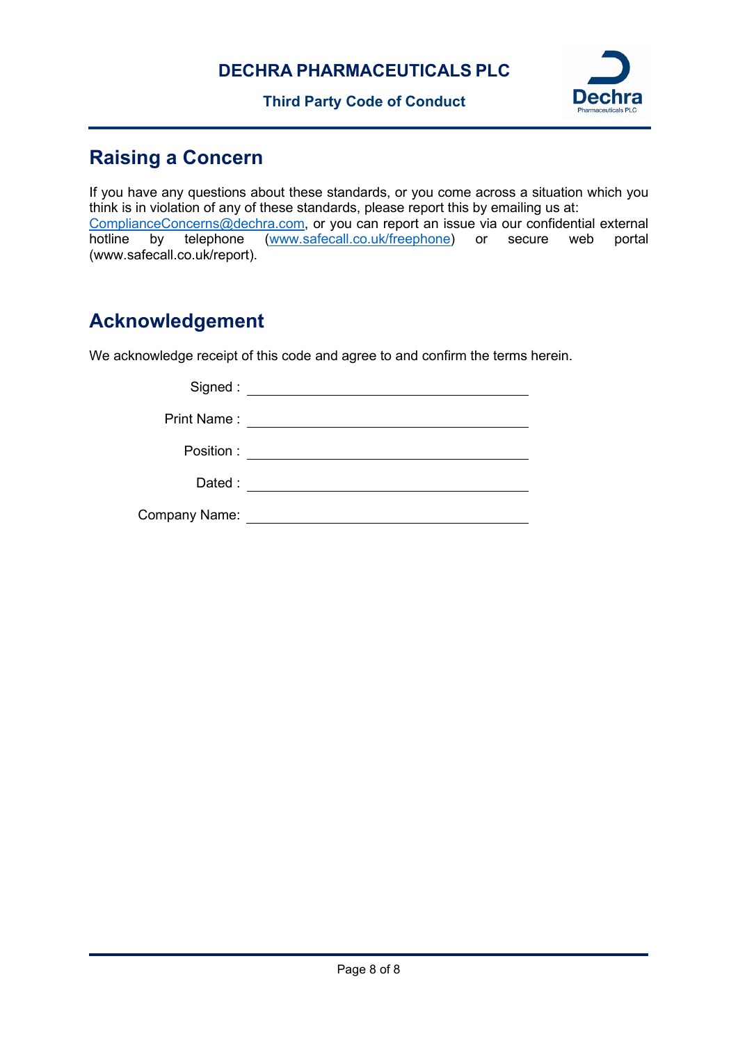## Raising a Concern

If you have any questions about these standards, or you come across a situation which you think is in violation of any of these standards, please report this by emailing us at: ComplianceConcerns@dechra.com, or you can report an issue via our confidential external hotline by telephone (www.safecall.co.uk/freephone) or secure web portal (www.safecall.co.uk/report).

## Acknowledgement

We acknowledge receipt of this code and agree to and confirm the terms herein.

Signed : \_\_\_\_\_\_\_\_\_\_\_\_\_\_\_\_\_\_\_\_\_\_\_\_\_\_\_\_\_\_\_\_\_\_\_\_

Print Name : \_\_\_\_\_\_\_\_\_\_\_\_\_\_\_\_\_\_\_\_\_\_\_\_\_\_\_\_\_\_\_\_\_\_\_\_

Position : \_\_\_\_\_\_\_\_\_\_\_\_\_\_\_\_\_\_\_\_\_\_\_\_\_\_\_\_\_\_\_\_\_\_\_\_

Dated : \_\_\_\_\_\_\_\_\_\_\_\_\_\_\_\_\_\_\_\_\_\_\_\_\_\_\_\_\_\_\_\_\_\_\_\_

Company Name: \_\_\_\_\_\_\_\_\_\_\_\_\_\_\_\_\_\_\_\_\_\_\_\_\_\_\_\_\_\_\_\_\_\_\_\_